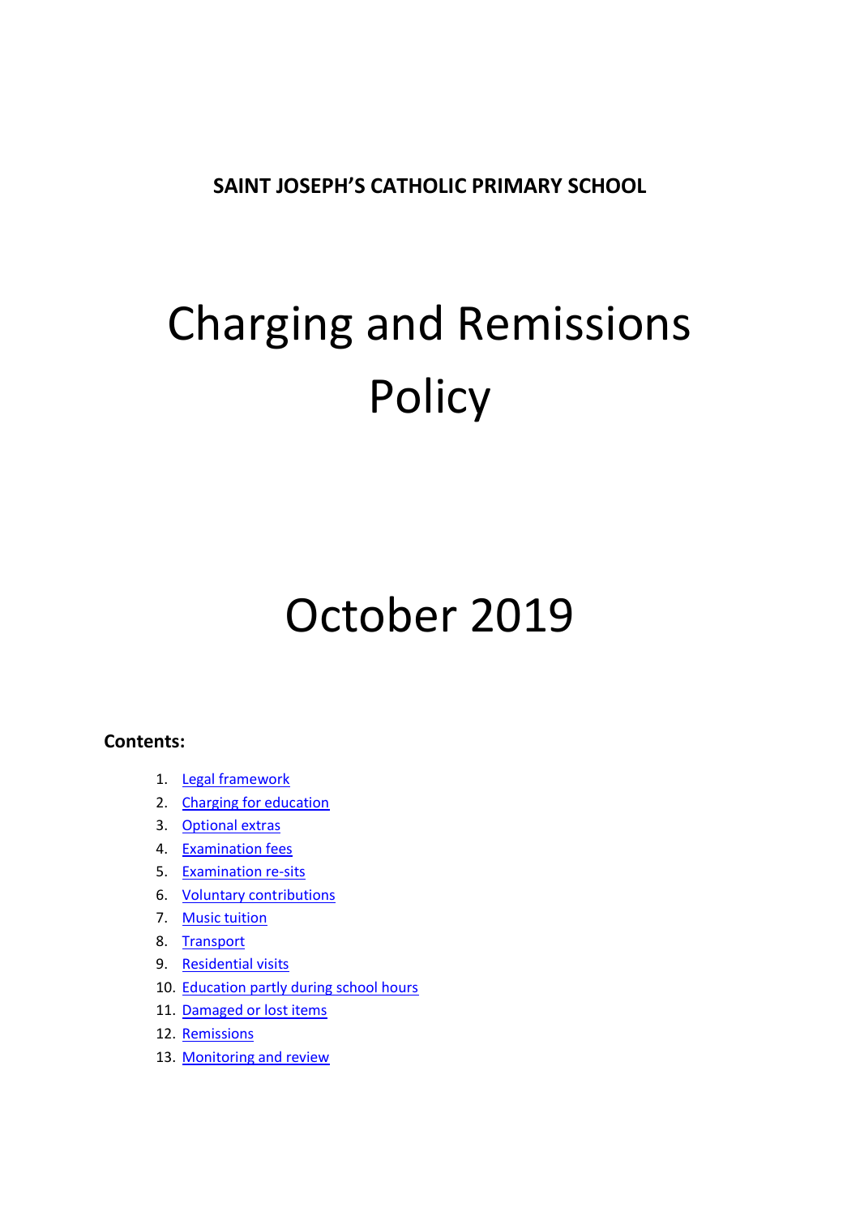**SAINT JOSEPH'S CATHOLIC PRIMARY SCHOOL**

# Charging and Remissions Policy

# October 2019

**Contents:**

1. Legal framework
2. Charging for education
3. Optional extras
4. Examination fees
5. Examination re-sits
6. Voluntary contributions
7. Music tuition
8. Transport
9. Residential visits
10. Education partly during school hours
11. Damaged or lost items
12. Remissions
13. Monitoring and review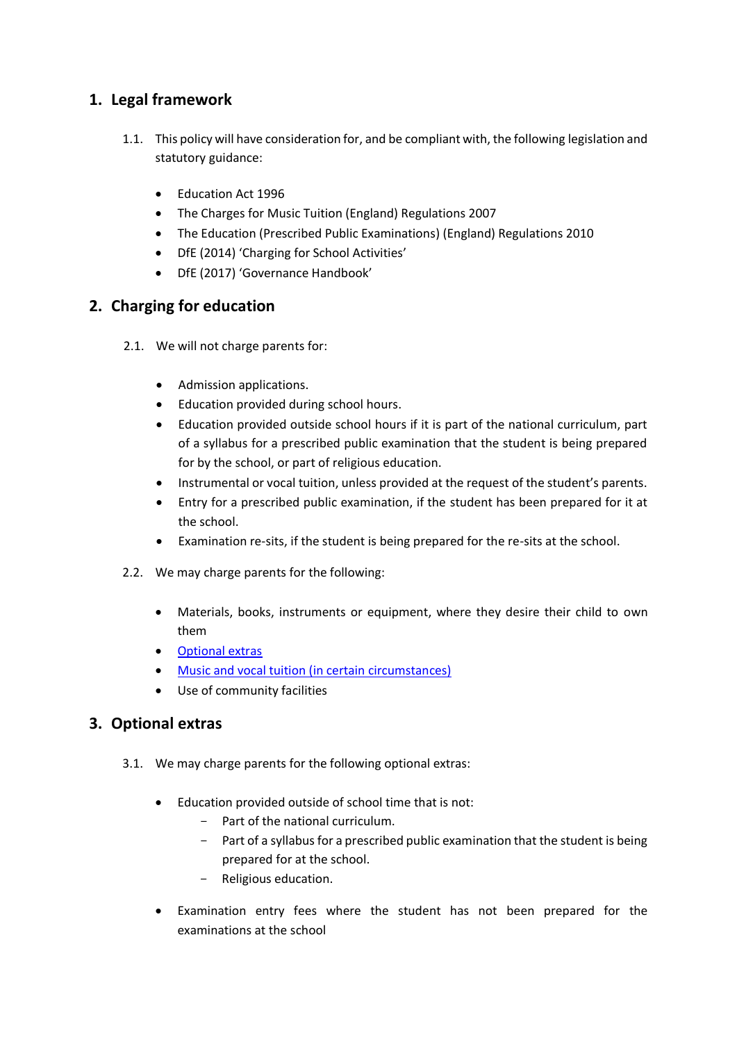## 1. Legal framework

1.1. This policy will have consideration for, and be compliant with, the following legislation and statutory guidance:

- Education Act 1996
- The Charges for Music Tuition (England) Regulations 2007
- The Education (Prescribed Public Examinations) (England) Regulations 2010
- DfE (2014) 'Charging for School Activities'
- DfE (2017) 'Governance Handbook'

## 2. Charging for education

2.1. We will not charge parents for:

- Admission applications.
- Education provided during school hours.
- Education provided outside school hours if it is part of the national curriculum, part of a syllabus for a prescribed public examination that the student is being prepared for by the school, or part of religious education.
- Instrumental or vocal tuition, unless provided at the request of the student's parents.
- Entry for a prescribed public examination, if the student has been prepared for it at the school.
- Examination re-sits, if the student is being prepared for the re-sits at the school.

2.2. We may charge parents for the following:

- Materials, books, instruments or equipment, where they desire their child to own them
- Optional extras
- Music and vocal tuition (in certain circumstances)
- Use of community facilities

## 3. Optional extras

3.1. We may charge parents for the following optional extras:

- Education provided outside of school time that is not:
  - Part of the national curriculum.
  - Part of a syllabus for a prescribed public examination that the student is being prepared for at the school.
  - Religious education.
- Examination entry fees where the student has not been prepared for the examinations at the school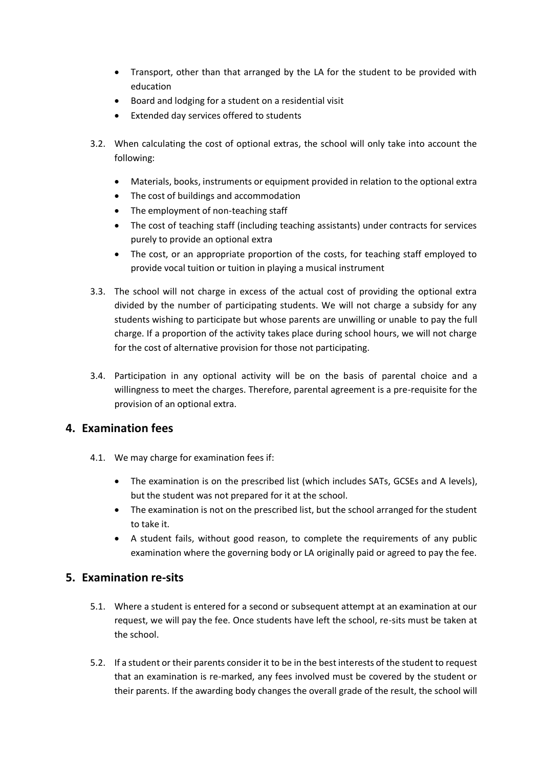- Transport, other than that arranged by the LA for the student to be provided with education
- Board and lodging for a student on a residential visit
- Extended day services offered to students

3.2. When calculating the cost of optional extras, the school will only take into account the following:

- Materials, books, instruments or equipment provided in relation to the optional extra
- The cost of buildings and accommodation
- The employment of non-teaching staff
- The cost of teaching staff (including teaching assistants) under contracts for services purely to provide an optional extra
- The cost, or an appropriate proportion of the costs, for teaching staff employed to provide vocal tuition or tuition in playing a musical instrument

3.3. The school will not charge in excess of the actual cost of providing the optional extra divided by the number of participating students. We will not charge a subsidy for any students wishing to participate but whose parents are unwilling or unable to pay the full charge. If a proportion of the activity takes place during school hours, we will not charge for the cost of alternative provision for those not participating.

3.4. Participation in any optional activity will be on the basis of parental choice and a willingness to meet the charges. Therefore, parental agreement is a pre-requisite for the provision of an optional extra.

## 4. Examination fees

4.1. We may charge for examination fees if:

- The examination is on the prescribed list (which includes SATs, GCSEs and A levels), but the student was not prepared for it at the school.
- The examination is not on the prescribed list, but the school arranged for the student to take it.
- A student fails, without good reason, to complete the requirements of any public examination where the governing body or LA originally paid or agreed to pay the fee.

## 5. Examination re-sits

5.1. Where a student is entered for a second or subsequent attempt at an examination at our request, we will pay the fee. Once students have left the school, re-sits must be taken at the school.

5.2. If a student or their parents consider it to be in the best interests of the student to request that an examination is re-marked, any fees involved must be covered by the student or their parents. If the awarding body changes the overall grade of the result, the school will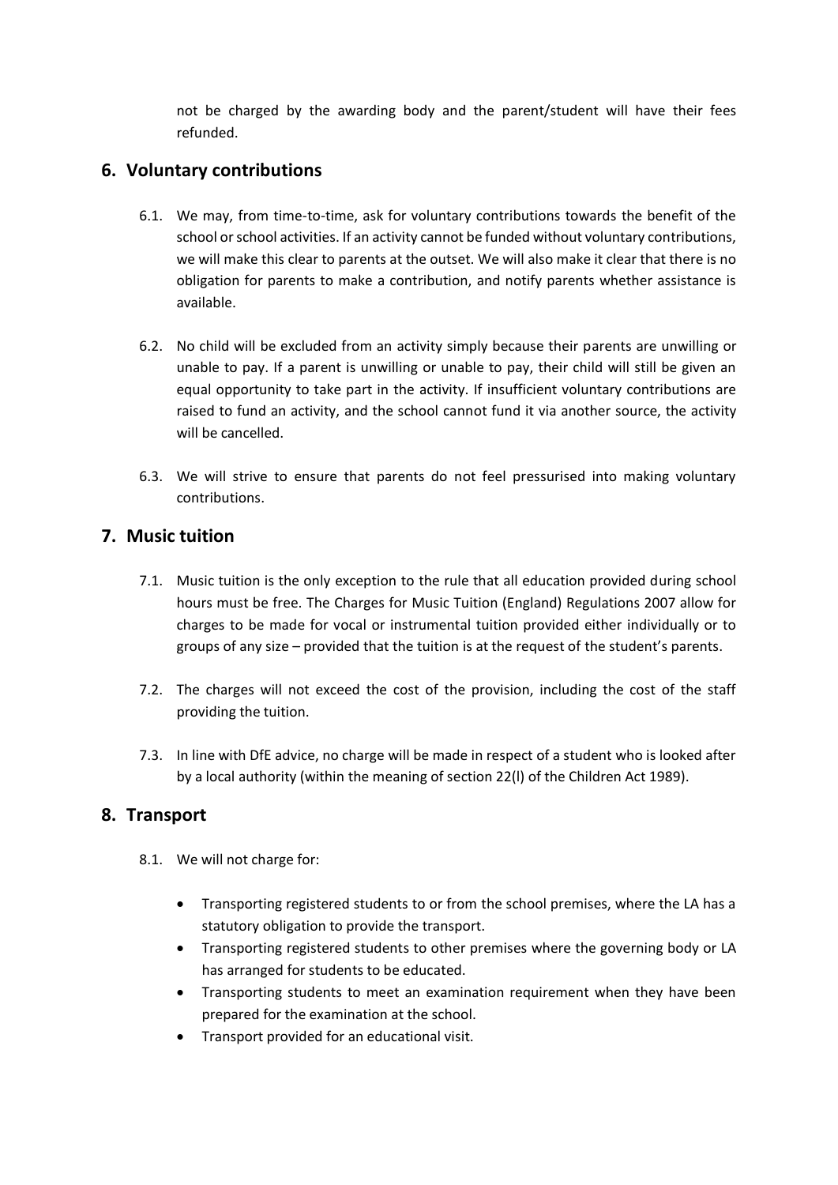not be charged by the awarding body and the parent/student will have their fees refunded.

## 6. Voluntary contributions

6.1. We may, from time-to-time, ask for voluntary contributions towards the benefit of the school or school activities. If an activity cannot be funded without voluntary contributions, we will make this clear to parents at the outset. We will also make it clear that there is no obligation for parents to make a contribution, and notify parents whether assistance is available.

6.2. No child will be excluded from an activity simply because their parents are unwilling or unable to pay. If a parent is unwilling or unable to pay, their child will still be given an equal opportunity to take part in the activity. If insufficient voluntary contributions are raised to fund an activity, and the school cannot fund it via another source, the activity will be cancelled.

6.3. We will strive to ensure that parents do not feel pressurised into making voluntary contributions.

## 7. Music tuition

7.1. Music tuition is the only exception to the rule that all education provided during school hours must be free. The Charges for Music Tuition (England) Regulations 2007 allow for charges to be made for vocal or instrumental tuition provided either individually or to groups of any size – provided that the tuition is at the request of the student's parents.

7.2. The charges will not exceed the cost of the provision, including the cost of the staff providing the tuition.

7.3. In line with DfE advice, no charge will be made in respect of a student who is looked after by a local authority (within the meaning of section 22(l) of the Children Act 1989).

## 8. Transport

8.1. We will not charge for:

- Transporting registered students to or from the school premises, where the LA has a statutory obligation to provide the transport.
- Transporting registered students to other premises where the governing body or LA has arranged for students to be educated.
- Transporting students to meet an examination requirement when they have been prepared for the examination at the school.
- Transport provided for an educational visit.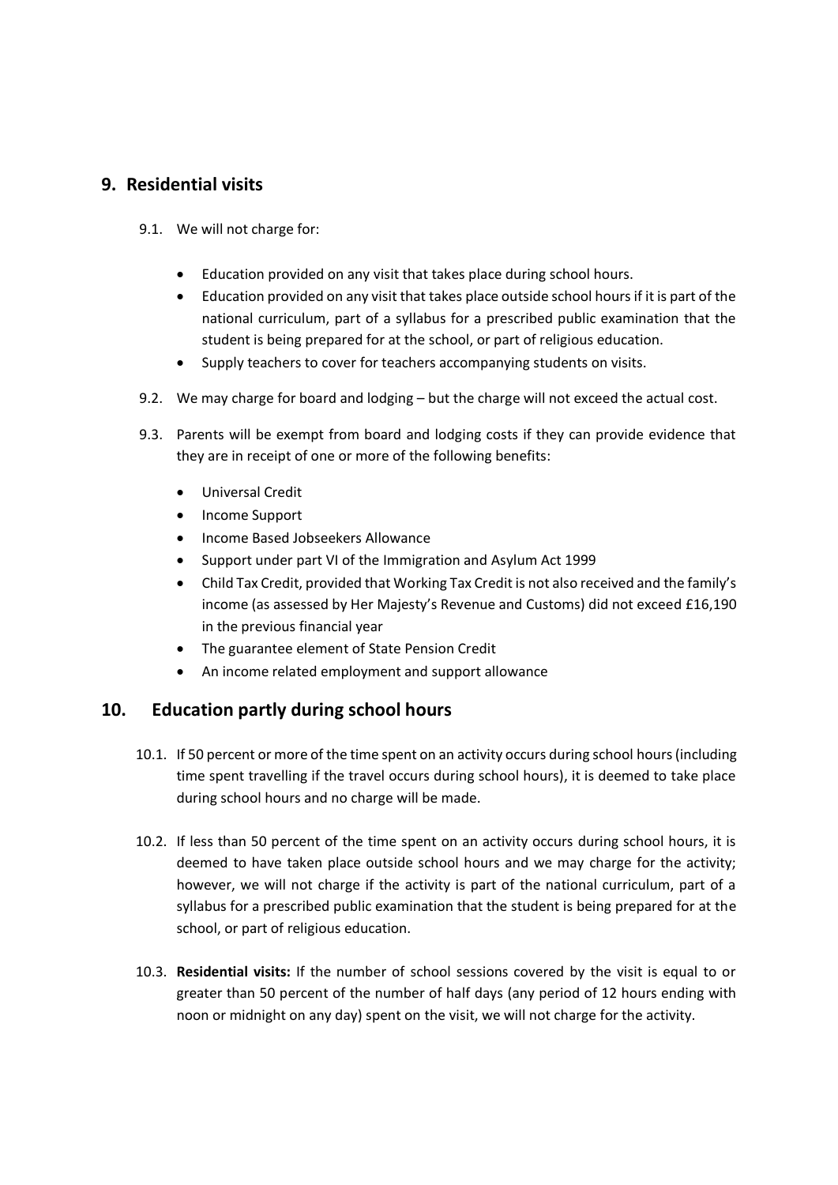## 9. Residential visits

9.1. We will not charge for:

- Education provided on any visit that takes place during school hours.
- Education provided on any visit that takes place outside school hours if it is part of the national curriculum, part of a syllabus for a prescribed public examination that the student is being prepared for at the school, or part of religious education.
- Supply teachers to cover for teachers accompanying students on visits.

9.2. We may charge for board and lodging – but the charge will not exceed the actual cost.

9.3. Parents will be exempt from board and lodging costs if they can provide evidence that they are in receipt of one or more of the following benefits:

- Universal Credit
- Income Support
- Income Based Jobseekers Allowance
- Support under part VI of the Immigration and Asylum Act 1999
- Child Tax Credit, provided that Working Tax Credit is not also received and the family's income (as assessed by Her Majesty's Revenue and Customs) did not exceed £16,190 in the previous financial year
- The guarantee element of State Pension Credit
- An income related employment and support allowance

## 10. Education partly during school hours

10.1. If 50 percent or more of the time spent on an activity occurs during school hours (including time spent travelling if the travel occurs during school hours), it is deemed to take place during school hours and no charge will be made.

10.2. If less than 50 percent of the time spent on an activity occurs during school hours, it is deemed to have taken place outside school hours and we may charge for the activity; however, we will not charge if the activity is part of the national curriculum, part of a syllabus for a prescribed public examination that the student is being prepared for at the school, or part of religious education.

10.3. **Residential visits:** If the number of school sessions covered by the visit is equal to or greater than 50 percent of the number of half days (any period of 12 hours ending with noon or midnight on any day) spent on the visit, we will not charge for the activity.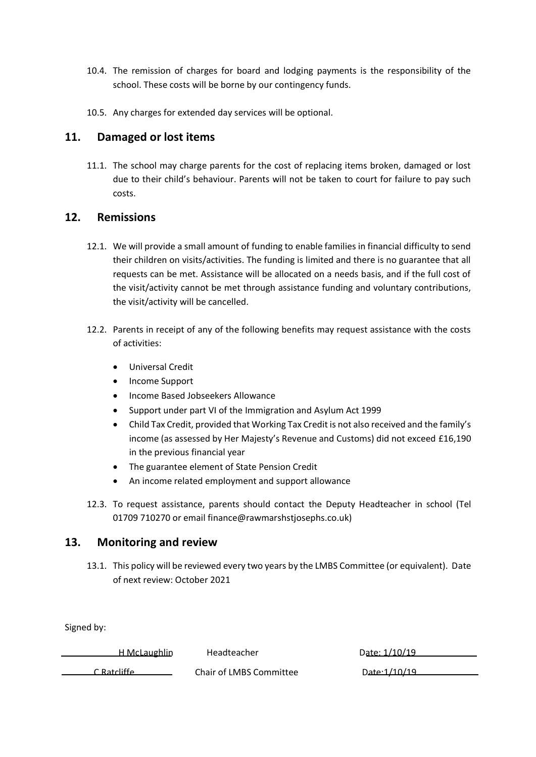10.4. The remission of charges for board and lodging payments is the responsibility of the school. These costs will be borne by our contingency funds.

10.5. Any charges for extended day services will be optional.

## 11. Damaged or lost items

11.1. The school may charge parents for the cost of replacing items broken, damaged or lost due to their child's behaviour. Parents will not be taken to court for failure to pay such costs.

## 12. Remissions

12.1. We will provide a small amount of funding to enable families in financial difficulty to send their children on visits/activities. The funding is limited and there is no guarantee that all requests can be met. Assistance will be allocated on a needs basis, and if the full cost of the visit/activity cannot be met through assistance funding and voluntary contributions, the visit/activity will be cancelled.

12.2. Parents in receipt of any of the following benefits may request assistance with the costs of activities:

- Universal Credit
- Income Support
- Income Based Jobseekers Allowance
- Support under part VI of the Immigration and Asylum Act 1999
- Child Tax Credit, provided that Working Tax Credit is not also received and the family's income (as assessed by Her Majesty's Revenue and Customs) did not exceed £16,190 in the previous financial year
- The guarantee element of State Pension Credit
- An income related employment and support allowance

12.3. To request assistance, parents should contact the Deputy Headteacher in school (Tel 01709 710270 or email finance@rawmarshstjosephs.co.uk)

## 13. Monitoring and review

13.1. This policy will be reviewed every two years by the LMBS Committee (or equivalent). Date of next review: October 2021

Signed by:

| | | |
|---|---|---|
| H McLaughlin | Headteacher | Date: 1/10/19 |
| C Ratcliffe | Chair of LMBS Committee | Date:1/10/19 |